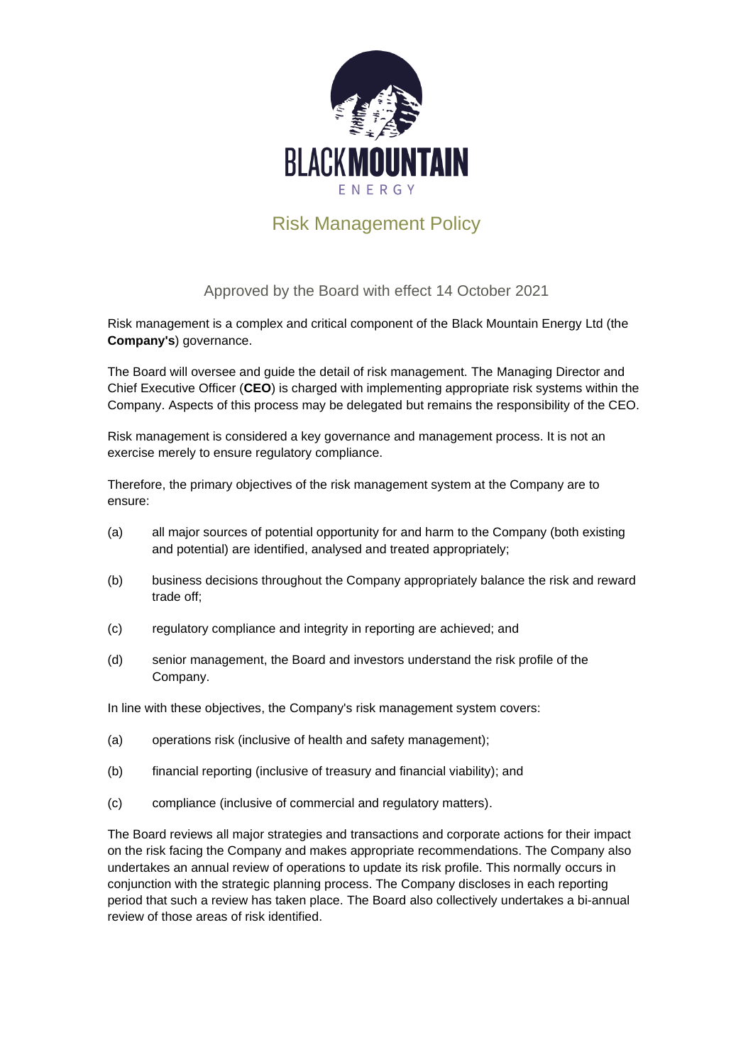# Risk Management Policy

Approved by the Board with effect 14 October 2021

Risk management is a complex and critical component of the Black Mountain Energy Ltd (the **Company's**) governance.

The Board will oversee and guide the detail of risk management. The Managing Director and Chief Executive Officer (**CEO**) is charged with implementing appropriate risk systems within the Company. Aspects of this process may be delegated but remains the responsibility of the CEO.

Risk management is considered a key governance and management process. It is not an exercise merely to ensure regulatory compliance.

Therefore, the primary objectives of the risk management system at the Company are to ensure:

(a) all major sources of potential opportunity for and harm to the Company (both existing and potential) are identified, analysed and treated appropriately;

(b) business decisions throughout the Company appropriately balance the risk and reward trade off;

(c) regulatory compliance and integrity in reporting are achieved; and

(d) senior management, the Board and investors understand the risk profile of the Company.

In line with these objectives, the Company's risk management system covers:

(a) operations risk (inclusive of health and safety management);

(b) financial reporting (inclusive of treasury and financial viability); and

(c) compliance (inclusive of commercial and regulatory matters).

The Board reviews all major strategies and transactions and corporate actions for their impact on the risk facing the Company and makes appropriate recommendations. The Company also undertakes an annual review of operations to update its risk profile. This normally occurs in conjunction with the strategic planning process. The Company discloses in each reporting period that such a review has taken place. The Board also collectively undertakes a bi-annual review of those areas of risk identified.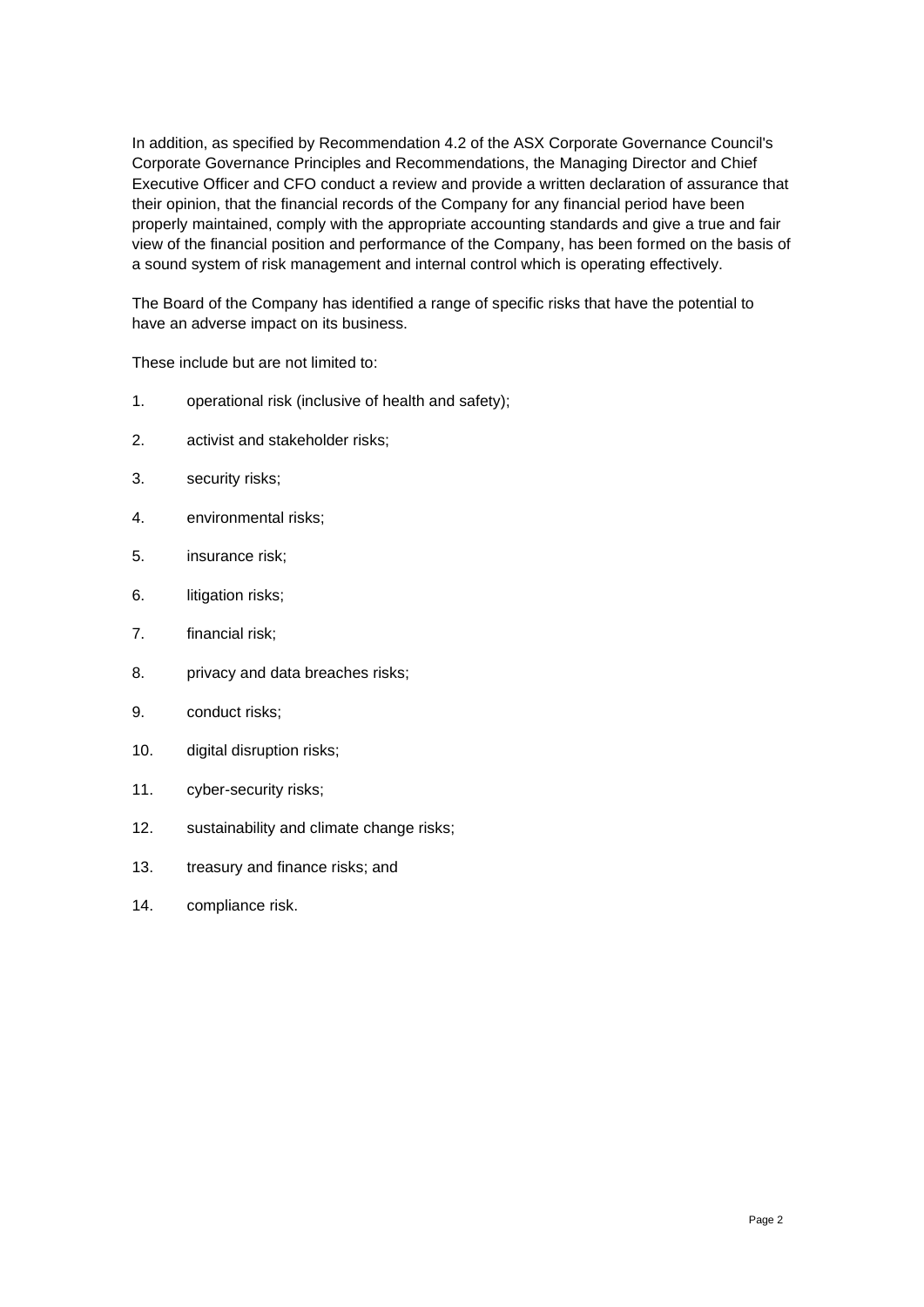In addition, as specified by Recommendation 4.2 of the ASX Corporate Governance Council's Corporate Governance Principles and Recommendations, the Managing Director and Chief Executive Officer and CFO conduct a review and provide a written declaration of assurance that their opinion, that the financial records of the Company for any financial period have been properly maintained, comply with the appropriate accounting standards and give a true and fair view of the financial position and performance of the Company, has been formed on the basis of a sound system of risk management and internal control which is operating effectively.

The Board of the Company has identified a range of specific risks that have the potential to have an adverse impact on its business.

These include but are not limited to:

1. operational risk (inclusive of health and safety);
2. activist and stakeholder risks;
3. security risks;
4. environmental risks;
5. insurance risk;
6. litigation risks;
7. financial risk;
8. privacy and data breaches risks;
9. conduct risks;
10. digital disruption risks;
11. cyber-security risks;
12. sustainability and climate change risks;
13. treasury and finance risks; and
14. compliance risk.